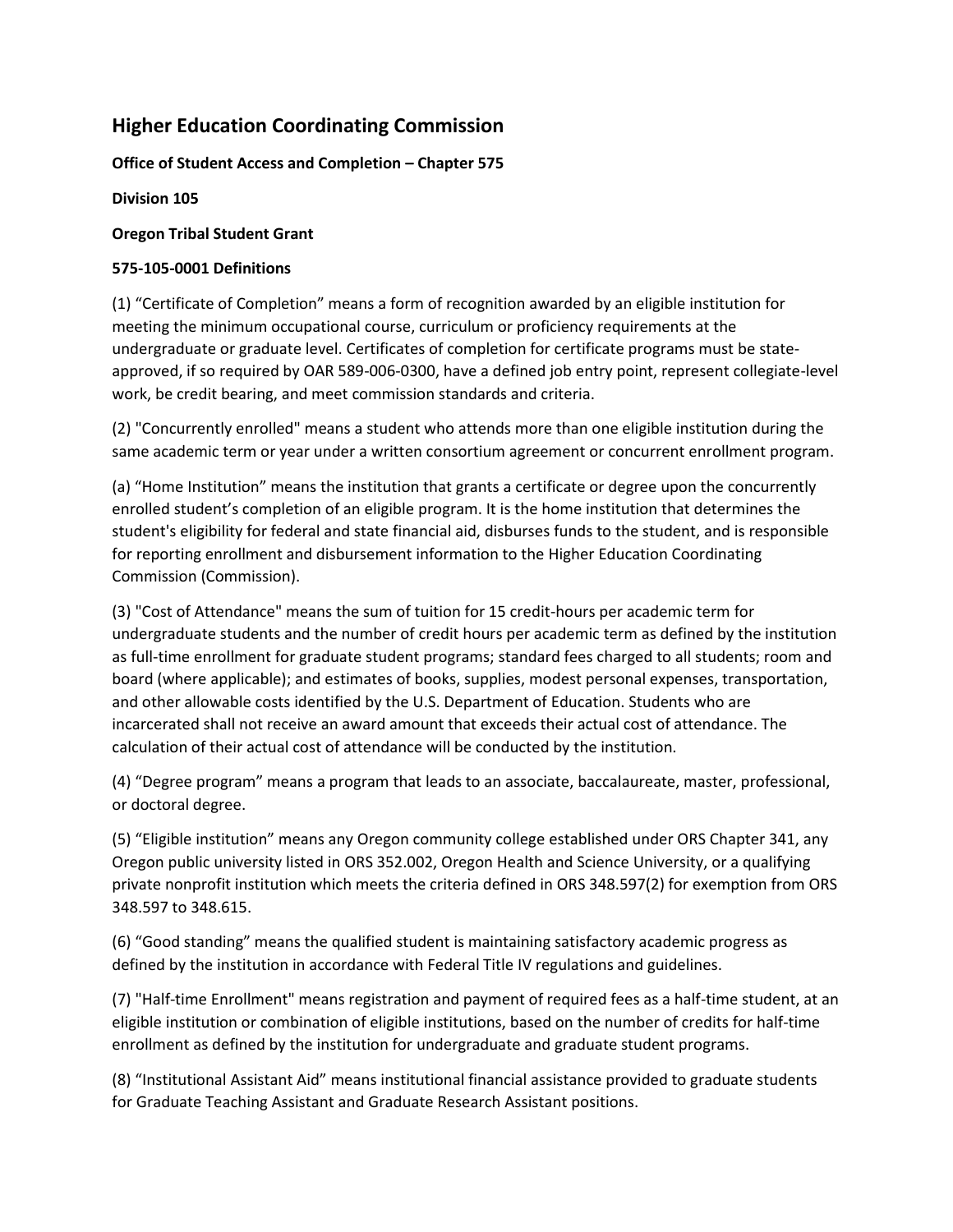# Higher Education Coordinating Commission

**Office of Student Access and Completion – Chapter 575**

**Division 105**

**Oregon Tribal Student Grant**

**575-105-0001 Definitions**

(1) "Certificate of Completion" means a form of recognition awarded by an eligible institution for meeting the minimum occupational course, curriculum or proficiency requirements at the undergraduate or graduate level. Certificates of completion for certificate programs must be state-approved, if so required by OAR 589-006-0300, have a defined job entry point, represent collegiate-level work, be credit bearing, and meet commission standards and criteria.

(2) "Concurrently enrolled" means a student who attends more than one eligible institution during the same academic term or year under a written consortium agreement or concurrent enrollment program.

(a) "Home Institution" means the institution that grants a certificate or degree upon the concurrently enrolled student's completion of an eligible program. It is the home institution that determines the student's eligibility for federal and state financial aid, disburses funds to the student, and is responsible for reporting enrollment and disbursement information to the Higher Education Coordinating Commission (Commission).

(3) "Cost of Attendance" means the sum of tuition for 15 credit-hours per academic term for undergraduate students and the number of credit hours per academic term as defined by the institution as full-time enrollment for graduate student programs; standard fees charged to all students; room and board (where applicable); and estimates of books, supplies, modest personal expenses, transportation, and other allowable costs identified by the U.S. Department of Education. Students who are incarcerated shall not receive an award amount that exceeds their actual cost of attendance. The calculation of their actual cost of attendance will be conducted by the institution.

(4) "Degree program" means a program that leads to an associate, baccalaureate, master, professional, or doctoral degree.

(5) "Eligible institution" means any Oregon community college established under ORS Chapter 341, any Oregon public university listed in ORS 352.002, Oregon Health and Science University, or a qualifying private nonprofit institution which meets the criteria defined in ORS 348.597(2) for exemption from ORS 348.597 to 348.615.

(6) "Good standing" means the qualified student is maintaining satisfactory academic progress as defined by the institution in accordance with Federal Title IV regulations and guidelines.

(7) "Half-time Enrollment" means registration and payment of required fees as a half-time student, at an eligible institution or combination of eligible institutions, based on the number of credits for half-time enrollment as defined by the institution for undergraduate and graduate student programs.

(8) "Institutional Assistant Aid" means institutional financial assistance provided to graduate students for Graduate Teaching Assistant and Graduate Research Assistant positions.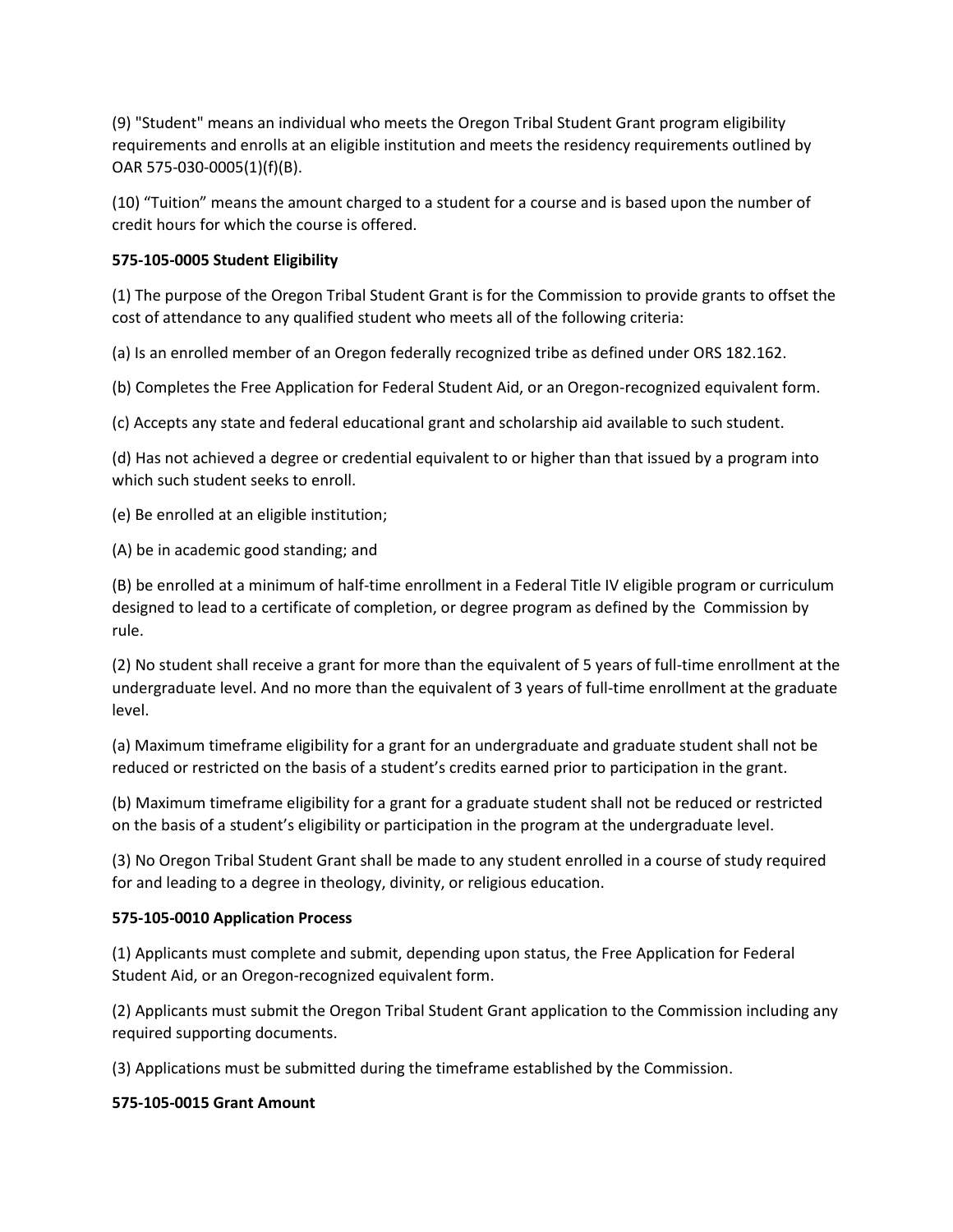(9) "Student" means an individual who meets the Oregon Tribal Student Grant program eligibility requirements and enrolls at an eligible institution and meets the residency requirements outlined by OAR 575-030-0005(1)(f)(B).

(10) “Tuition” means the amount charged to a student for a course and is based upon the number of credit hours for which the course is offered.

**575-105-0005 Student Eligibility**

(1) The purpose of the Oregon Tribal Student Grant is for the Commission to provide grants to offset the cost of attendance to any qualified student who meets all of the following criteria:

(a) Is an enrolled member of an Oregon federally recognized tribe as defined under ORS 182.162.

(b) Completes the Free Application for Federal Student Aid, or an Oregon-recognized equivalent form.

(c) Accepts any state and federal educational grant and scholarship aid available to such student.

(d) Has not achieved a degree or credential equivalent to or higher than that issued by a program into which such student seeks to enroll.

(e) Be enrolled at an eligible institution;

(A) be in academic good standing; and

(B) be enrolled at a minimum of half-time enrollment in a Federal Title IV eligible program or curriculum designed to lead to a certificate of completion, or degree program as defined by the Commission by rule.

(2) No student shall receive a grant for more than the equivalent of 5 years of full-time enrollment at the undergraduate level. And no more than the equivalent of 3 years of full-time enrollment at the graduate level.

(a) Maximum timeframe eligibility for a grant for an undergraduate and graduate student shall not be reduced or restricted on the basis of a student’s credits earned prior to participation in the grant.

(b) Maximum timeframe eligibility for a grant for a graduate student shall not be reduced or restricted on the basis of a student’s eligibility or participation in the program at the undergraduate level.

(3) No Oregon Tribal Student Grant shall be made to any student enrolled in a course of study required for and leading to a degree in theology, divinity, or religious education.

**575-105-0010 Application Process**

(1) Applicants must complete and submit, depending upon status, the Free Application for Federal Student Aid, or an Oregon-recognized equivalent form.

(2) Applicants must submit the Oregon Tribal Student Grant application to the Commission including any required supporting documents.

(3) Applications must be submitted during the timeframe established by the Commission.

**575-105-0015 Grant Amount**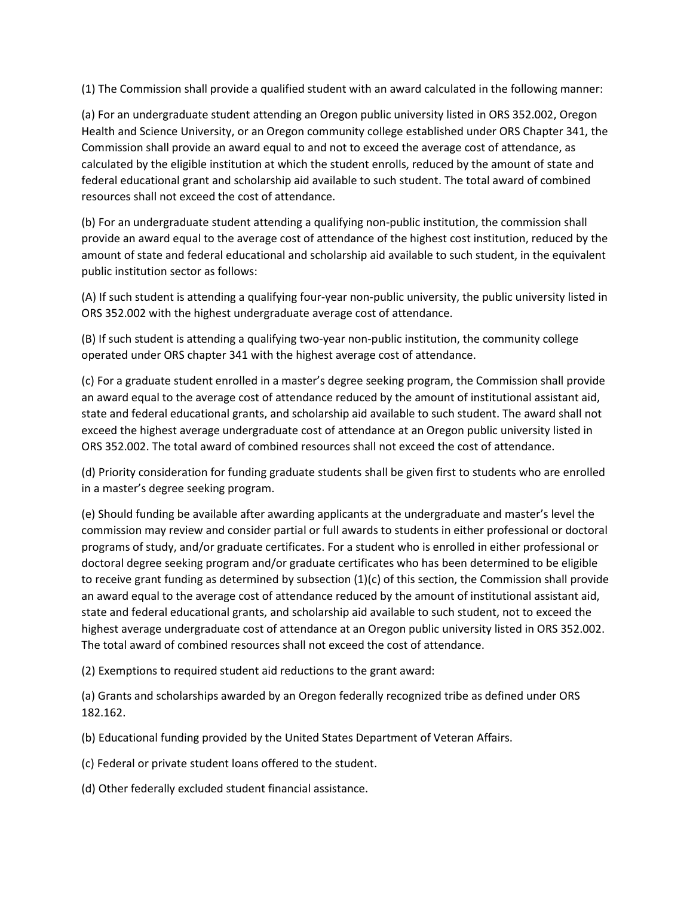(1) The Commission shall provide a qualified student with an award calculated in the following manner:

(a) For an undergraduate student attending an Oregon public university listed in ORS 352.002, Oregon Health and Science University, or an Oregon community college established under ORS Chapter 341, the Commission shall provide an award equal to and not to exceed the average cost of attendance, as calculated by the eligible institution at which the student enrolls, reduced by the amount of state and federal educational grant and scholarship aid available to such student. The total award of combined resources shall not exceed the cost of attendance.

(b) For an undergraduate student attending a qualifying non-public institution, the commission shall provide an award equal to the average cost of attendance of the highest cost institution, reduced by the amount of state and federal educational and scholarship aid available to such student, in the equivalent public institution sector as follows:

(A) If such student is attending a qualifying four-year non-public university, the public university listed in ORS 352.002 with the highest undergraduate average cost of attendance.

(B) If such student is attending a qualifying two-year non-public institution, the community college operated under ORS chapter 341 with the highest average cost of attendance.

(c) For a graduate student enrolled in a master's degree seeking program, the Commission shall provide an award equal to the average cost of attendance reduced by the amount of institutional assistant aid, state and federal educational grants, and scholarship aid available to such student. The award shall not exceed the highest average undergraduate cost of attendance at an Oregon public university listed in ORS 352.002. The total award of combined resources shall not exceed the cost of attendance.

(d) Priority consideration for funding graduate students shall be given first to students who are enrolled in a master's degree seeking program.

(e) Should funding be available after awarding applicants at the undergraduate and master's level the commission may review and consider partial or full awards to students in either professional or doctoral programs of study, and/or graduate certificates. For a student who is enrolled in either professional or doctoral degree seeking program and/or graduate certificates who has been determined to be eligible to receive grant funding as determined by subsection (1)(c) of this section, the Commission shall provide an award equal to the average cost of attendance reduced by the amount of institutional assistant aid, state and federal educational grants, and scholarship aid available to such student, not to exceed the highest average undergraduate cost of attendance at an Oregon public university listed in ORS 352.002. The total award of combined resources shall not exceed the cost of attendance.

(2) Exemptions to required student aid reductions to the grant award:

(a) Grants and scholarships awarded by an Oregon federally recognized tribe as defined under ORS 182.162.

(b) Educational funding provided by the United States Department of Veteran Affairs.

(c) Federal or private student loans offered to the student.

(d) Other federally excluded student financial assistance.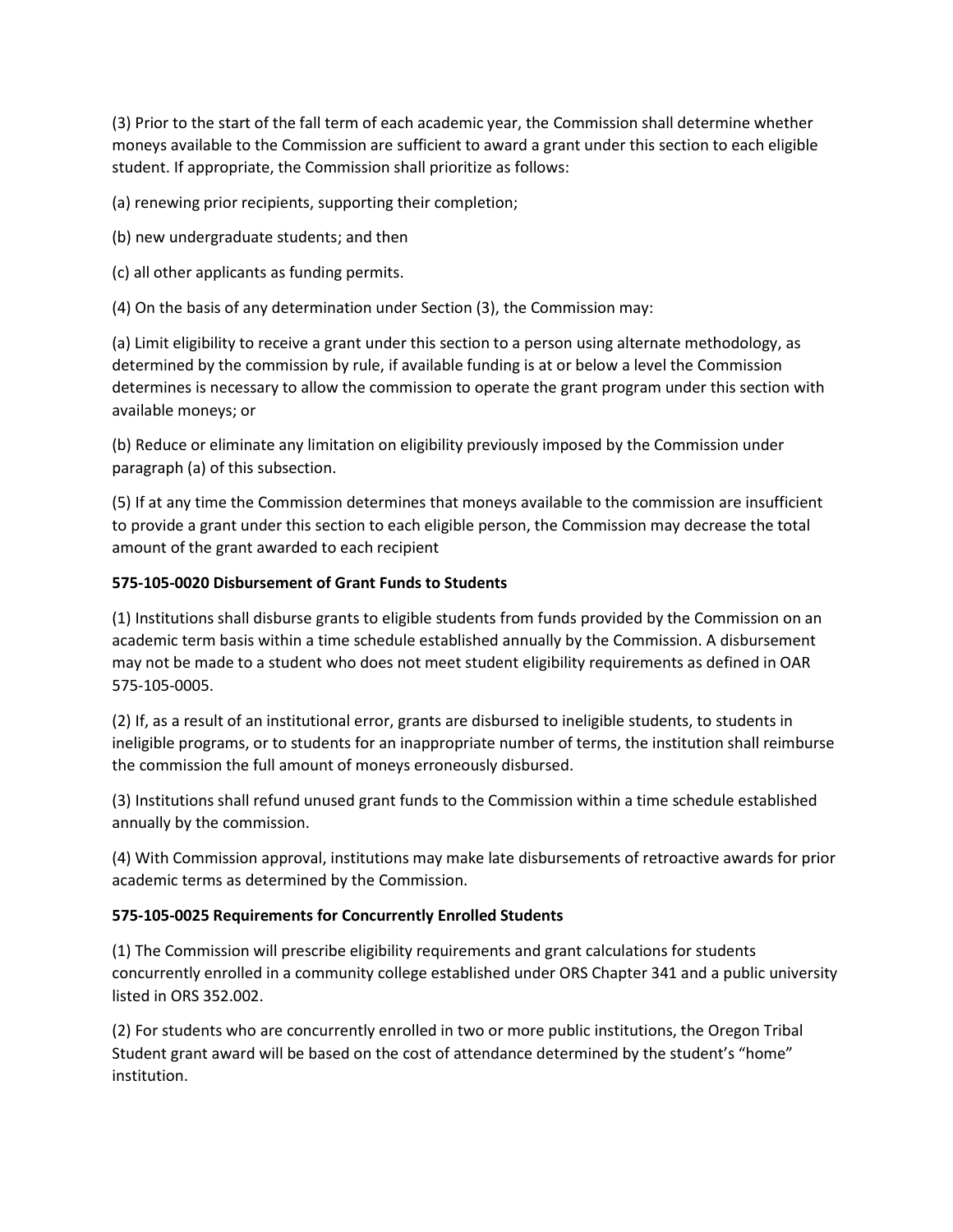(3) Prior to the start of the fall term of each academic year, the Commission shall determine whether moneys available to the Commission are sufficient to award a grant under this section to each eligible student. If appropriate, the Commission shall prioritize as follows:

(a) renewing prior recipients, supporting their completion;

(b) new undergraduate students; and then

(c) all other applicants as funding permits.

(4) On the basis of any determination under Section (3), the Commission may:

(a) Limit eligibility to receive a grant under this section to a person using alternate methodology, as determined by the commission by rule, if available funding is at or below a level the Commission determines is necessary to allow the commission to operate the grant program under this section with available moneys; or

(b) Reduce or eliminate any limitation on eligibility previously imposed by the Commission under paragraph (a) of this subsection.

(5) If at any time the Commission determines that moneys available to the commission are insufficient to provide a grant under this section to each eligible person, the Commission may decrease the total amount of the grant awarded to each recipient

**575-105-0020 Disbursement of Grant Funds to Students**

(1) Institutions shall disburse grants to eligible students from funds provided by the Commission on an academic term basis within a time schedule established annually by the Commission. A disbursement may not be made to a student who does not meet student eligibility requirements as defined in OAR 575-105-0005.

(2) If, as a result of an institutional error, grants are disbursed to ineligible students, to students in ineligible programs, or to students for an inappropriate number of terms, the institution shall reimburse the commission the full amount of moneys erroneously disbursed.

(3) Institutions shall refund unused grant funds to the Commission within a time schedule established annually by the commission.

(4) With Commission approval, institutions may make late disbursements of retroactive awards for prior academic terms as determined by the Commission.

**575-105-0025 Requirements for Concurrently Enrolled Students**

(1) The Commission will prescribe eligibility requirements and grant calculations for students concurrently enrolled in a community college established under ORS Chapter 341 and a public university listed in ORS 352.002.

(2) For students who are concurrently enrolled in two or more public institutions, the Oregon Tribal Student grant award will be based on the cost of attendance determined by the student's "home" institution.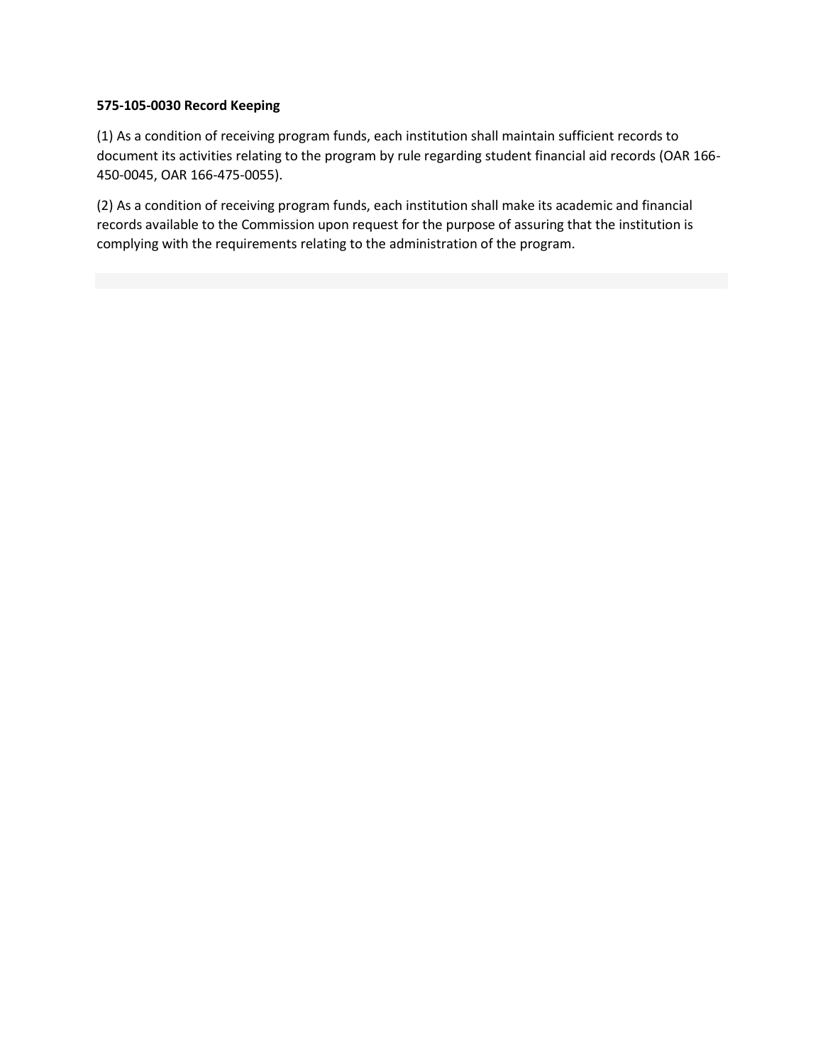**575-105-0030 Record Keeping**

(1) As a condition of receiving program funds, each institution shall maintain sufficient records to document its activities relating to the program by rule regarding student financial aid records (OAR 166-450-0045, OAR 166-475-0055).

(2) As a condition of receiving program funds, each institution shall make its academic and financial records available to the Commission upon request for the purpose of assuring that the institution is complying with the requirements relating to the administration of the program.